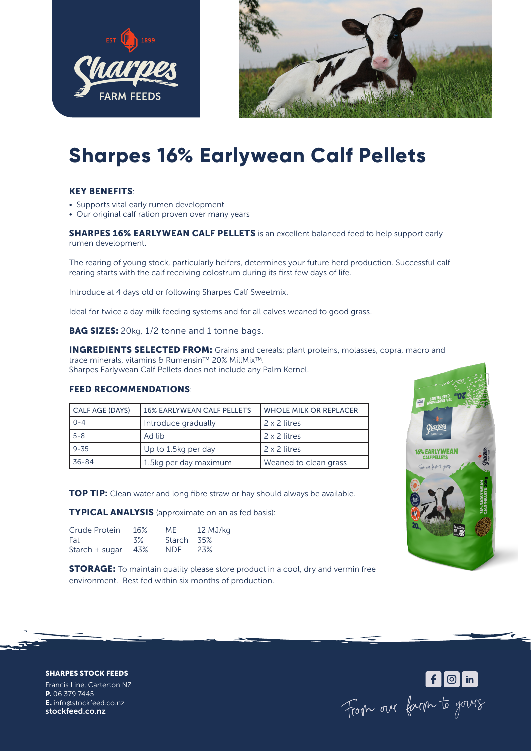// Sharpes FARM FEEDS — EST. 1899

# Sharpes 16% Earlywean Calf Pellets

**KEY BENEFITS**:

- Supports vital early rumen development
- Our original calf ration proven over many years

**SHARPES 16% EARLYWEAN CALF PELLETS** is an excellent balanced feed to help support early rumen development.

The rearing of young stock, particularly heifers, determines your future herd production. Successful calf rearing starts with the calf receiving colostrum during its first few days of life.

Introduce at 4 days old or following Sharpes Calf Sweetmix.

Ideal for twice a day milk feeding systems and for all calves weaned to good grass.

**BAG SIZES:** 20kg, 1/2 tonne and 1 tonne bags.

**INGREDIENTS SELECTED FROM:** Grains and cereals; plant proteins, molasses, copra, macro and trace minerals, vitamins & Rumensin™ 20% MillMix™.
Sharpes Earlywean Calf Pellets does not include any Palm Kernel.

**FEED RECOMMENDATIONS**:

| CALF AGE (DAYS) | 16% EARLYWEAN CALF PELLETS | WHOLE MILK OR REPLACER |
| --- | --- | --- |
| 0-4 | Introduce gradually | 2 x 2 litres |
| 5-8 | Ad lib | 2 x 2 litres |
| 9-35 | Up to 1.5kg per day | 2 x 2 litres |
| 36-84 | 1.5kg per day maximum | Weaned to clean grass |

**TOP TIP:** Clean water and long fibre straw or hay should always be available.

**TYPICAL ANALYSIS** (approximate on an as fed basis):

| | | | |
| --- | --- | --- | --- |
| Crude Protein | 16% | ME | 12 MJ/kg |
| Fat | 3% | Starch | 35% |
| Starch + sugar | 43% | NDF | 23% |

**STORAGE:** To maintain quality please store product in a cool, dry and vermin free environment. Best fed within six months of production.

**SHARPES STOCK FEEDS**
Francis Line, Carterton NZ
**P.** 06 379 7445
**E.** info@stockfeed.co.nz
**stockfeed.co.nz**

From our farm to yours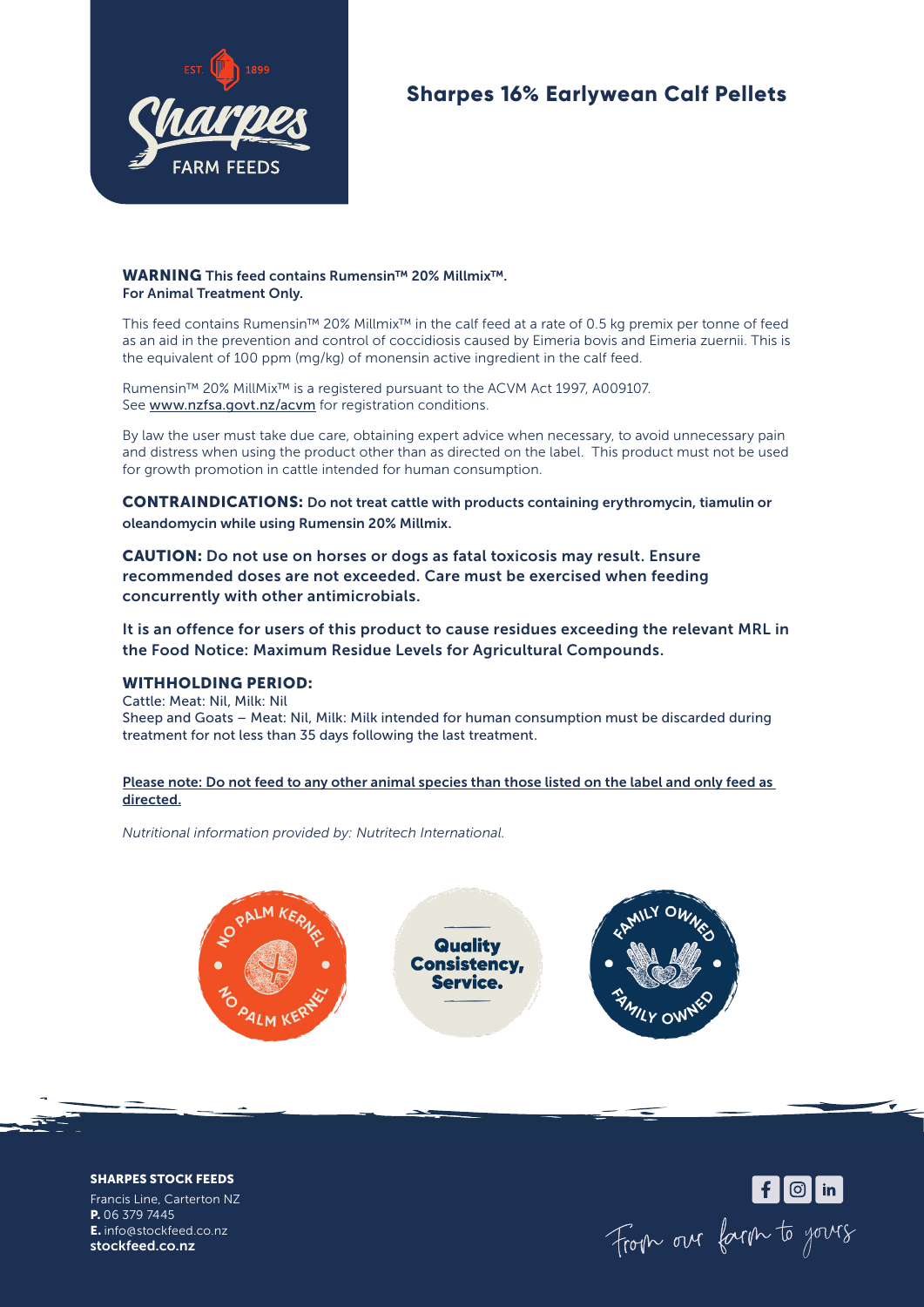# Sharpes 16% Earlywean Calf Pellets

**WARNING** **This feed contains Rumensin™ 20% Millmix™.**
**For Animal Treatment Only.**

This feed contains Rumensin™ 20% Millmix™ in the calf feed at a rate of 0.5 kg premix per tonne of feed as an aid in the prevention and control of coccidiosis caused by Eimeria bovis and Eimeria zuernii. This is the equivalent of 100 ppm (mg/kg) of monensin active ingredient in the calf feed.

Rumensin™ 20% MillMix™ is a registered pursuant to the ACVM Act 1997, A009107.
See www.nzfsa.govt.nz/acvm for registration conditions.

By law the user must take due care, obtaining expert advice when necessary, to avoid unnecessary pain and distress when using the product other than as directed on the label. This product must not be used for growth promotion in cattle intended for human consumption.

**CONTRAINDICATIONS:** **Do not treat cattle with products containing erythromycin, tiamulin or oleandomycin while using Rumensin 20% Millmix.**

**CAUTION:** Do not use on horses or dogs as fatal toxicosis may result. Ensure recommended doses are not exceeded. Care must be exercised when feeding concurrently with other antimicrobials.

It is an offence for users of this product to cause residues exceeding the relevant MRL in the Food Notice: Maximum Residue Levels for Agricultural Compounds.

**WITHHOLDING PERIOD:**
Cattle: Meat: Nil, Milk: Nil
Sheep and Goats – Meat: Nil, Milk: Milk intended for human consumption must be discarded during treatment for not less than 35 days following the last treatment.

Please note: Do not feed to any other animal species than those listed on the label and only feed as directed.

*Nutritional information provided by: Nutritech International.*

NO PALM KERNEL

Quality Consistency, Service.

FAMILY OWNED

**SHARPES STOCK FEEDS**
Francis Line, Carterton NZ
**P.** 06 379 7445
**E.** info@stockfeed.co.nz
**stockfeed.co.nz**

From our farm to yours